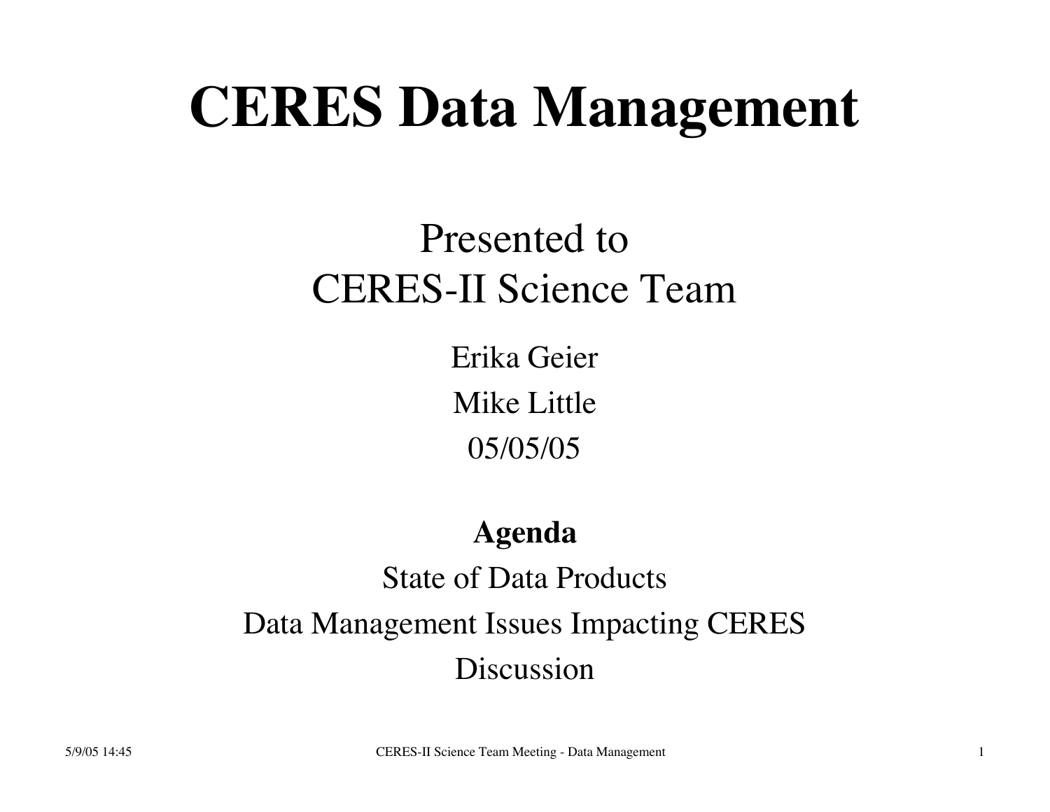# CERES Data Management

Presented to
CERES-II Science Team

Erika Geier
Mike Little
05/05/05

**Agenda**

State of Data Products
Data Management Issues Impacting CERES
Discussion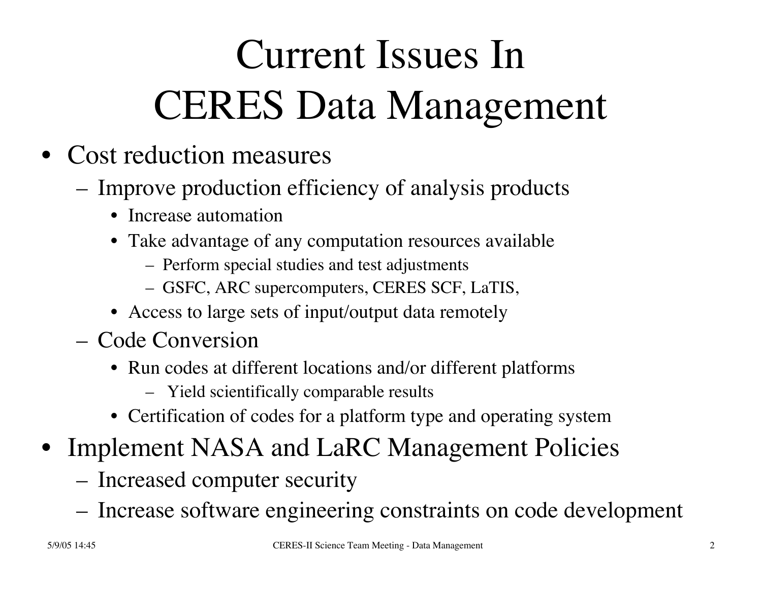# Current Issues In CERES Data Management

- Cost reduction measures
  - Improve production efficiency of analysis products
    - Increase automation
    - Take advantage of any computation resources available
      - Perform special studies and test adjustments
      - GSFC, ARC supercomputers, CERES SCF, LaTIS,
    - Access to large sets of input/output data remotely
  - Code Conversion
    - Run codes at different locations and/or different platforms
      - Yield scientifically comparable results
    - Certification of codes for a platform type and operating system
- Implement NASA and LaRC Management Policies
  - Increased computer security
  - Increase software engineering constraints on code development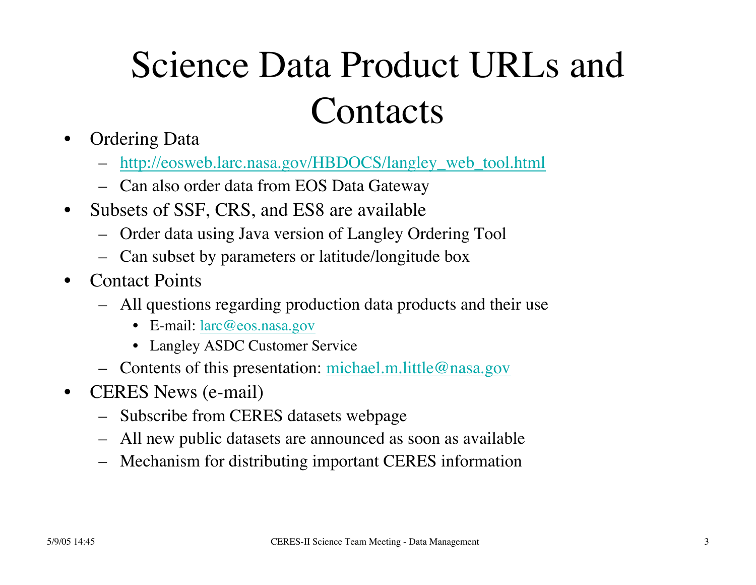# Science Data Product URLs and Contacts

- Ordering Data
  - http://eosweb.larc.nasa.gov/HBDOCS/langley_web_tool.html
  - Can also order data from EOS Data Gateway
- Subsets of SSF, CRS, and ES8 are available
  - Order data using Java version of Langley Ordering Tool
  - Can subset by parameters or latitude/longitude box
- Contact Points
  - All questions regarding production data products and their use
    - E-mail: larc@eos.nasa.gov
    - Langley ASDC Customer Service
  - Contents of this presentation: michael.m.little@nasa.gov
- CERES News (e-mail)
  - Subscribe from CERES datasets webpage
  - All new public datasets are announced as soon as available
  - Mechanism for distributing important CERES information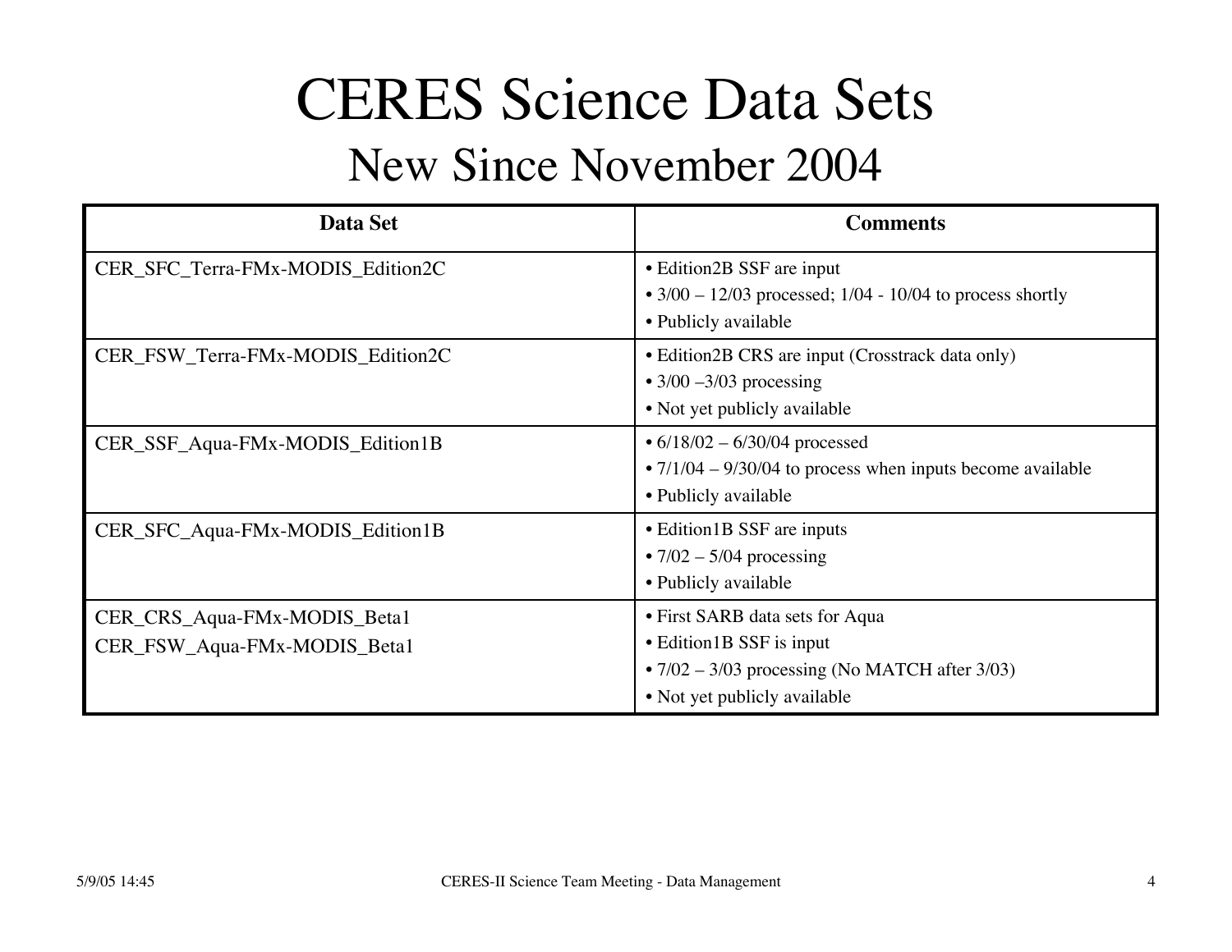# CERES Science Data Sets

## New Since November 2004

| Data Set | Comments |
|---|---|
| CER_SFC_Terra-FMx-MODIS_Edition2C | • Edition2B SSF are input<br>• 3/00 – 12/03 processed; 1/04 - 10/04 to process shortly<br>• Publicly available |
| CER_FSW_Terra-FMx-MODIS_Edition2C | • Edition2B CRS are input (Crosstrack data only)<br>• 3/00 –3/03 processing<br>• Not yet publicly available |
| CER_SSF_Aqua-FMx-MODIS_Edition1B | • 6/18/02 – 6/30/04 processed<br>• 7/1/04 – 9/30/04 to process when inputs become available<br>• Publicly available |
| CER_SFC_Aqua-FMx-MODIS_Edition1B | • Edition1B SSF are inputs<br>• 7/02 – 5/04 processing<br>• Publicly available |
| CER_CRS_Aqua-FMx-MODIS_Beta1<br>CER_FSW_Aqua-FMx-MODIS_Beta1 | • First SARB data sets for Aqua<br>• Edition1B SSF is input<br>• 7/02 – 3/03 processing (No MATCH after 3/03)<br>• Not yet publicly available |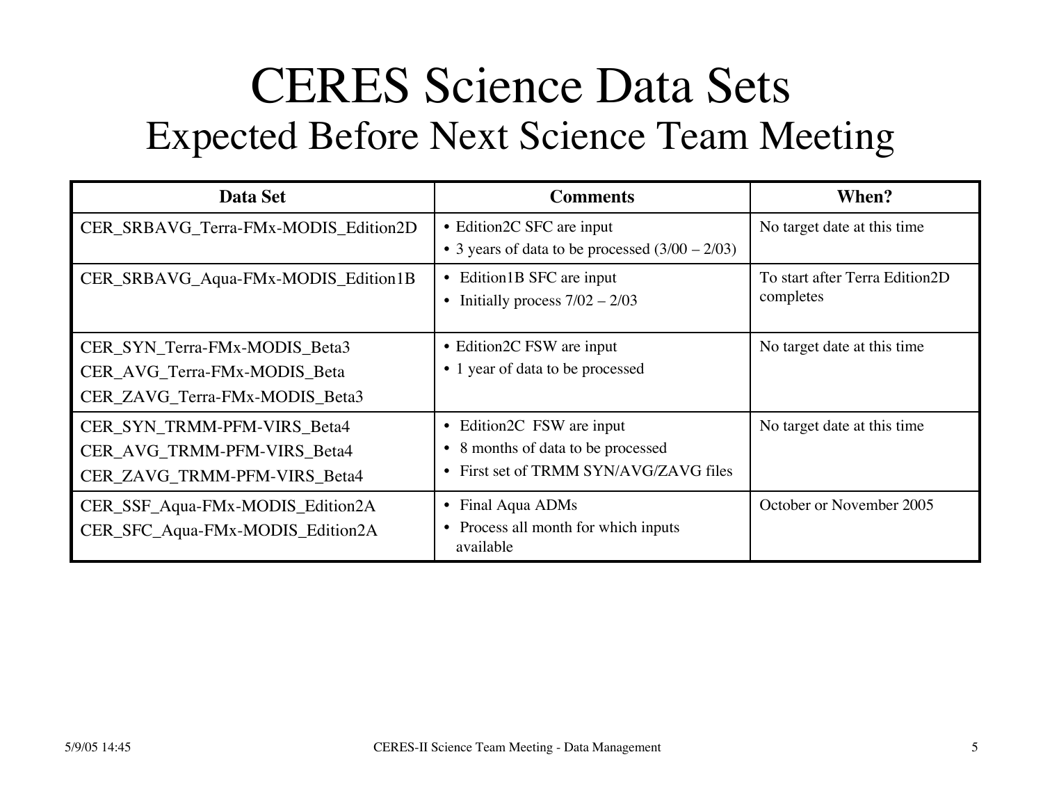# CERES Science Data Sets
## Expected Before Next Science Team Meeting

| Data Set | Comments | When? |
|---|---|---|
| CER_SRBAVG_Terra-FMx-MODIS_Edition2D | • Edition2C SFC are input<br>• 3 years of data to be processed (3/00 – 2/03) | No target date at this time |
| CER_SRBAVG_Aqua-FMx-MODIS_Edition1B | • Edition1B SFC are input<br>• Initially process 7/02 – 2/03 | To start after Terra Edition2D completes |
| CER_SYN_Terra-FMx-MODIS_Beta3<br>CER_AVG_Terra-FMx-MODIS_Beta<br>CER_ZAVG_Terra-FMx-MODIS_Beta3 | • Edition2C FSW are input<br>• 1 year of data to be processed | No target date at this time |
| CER_SYN_TRMM-PFM-VIRS_Beta4<br>CER_AVG_TRMM-PFM-VIRS_Beta4<br>CER_ZAVG_TRMM-PFM-VIRS_Beta4 | • Edition2C FSW are input<br>• 8 months of data to be processed<br>• First set of TRMM SYN/AVG/ZAVG files | No target date at this time |
| CER_SSF_Aqua-FMx-MODIS_Edition2A<br>CER_SFC_Aqua-FMx-MODIS_Edition2A | • Final Aqua ADMs<br>• Process all month for which inputs available | October or November 2005 |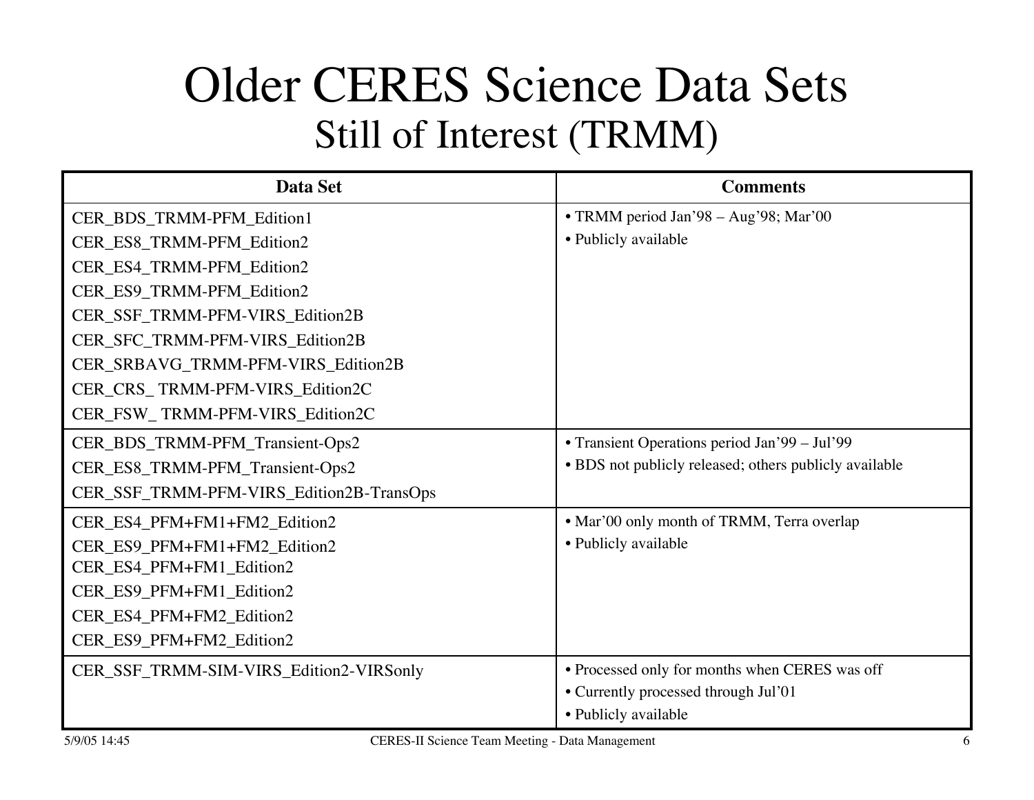# Older CERES Science Data Sets

## Still of Interest (TRMM)

| Data Set | Comments |
| --- | --- |
| CER_BDS_TRMM-PFM_Edition1<br>CER_ES8_TRMM-PFM_Edition2<br>CER_ES4_TRMM-PFM_Edition2<br>CER_ES9_TRMM-PFM_Edition2<br>CER_SSF_TRMM-PFM-VIRS_Edition2B<br>CER_SFC_TRMM-PFM-VIRS_Edition2B<br>CER_SRBAVG_TRMM-PFM-VIRS_Edition2B<br>CER_CRS_ TRMM-PFM-VIRS_Edition2C<br>CER_FSW_ TRMM-PFM-VIRS_Edition2C | • TRMM period Jan'98 – Aug'98; Mar'00<br>• Publicly available |
| CER_BDS_TRMM-PFM_Transient-Ops2<br>CER_ES8_TRMM-PFM_Transient-Ops2<br>CER_SSF_TRMM-PFM-VIRS_Edition2B-TransOps | • Transient Operations period Jan'99 – Jul'99<br>• BDS not publicly released; others publicly available |
| CER_ES4_PFM+FM1+FM2_Edition2<br>CER_ES9_PFM+FM1+FM2_Edition2<br>CER_ES4_PFM+FM1_Edition2<br>CER_ES9_PFM+FM1_Edition2<br>CER_ES4_PFM+FM2_Edition2<br>CER_ES9_PFM+FM2_Edition2 | • Mar'00 only month of TRMM, Terra overlap<br>• Publicly available |
| CER_SSF_TRMM-SIM-VIRS_Edition2-VIRSonly | • Processed only for months when CERES was off<br>• Currently processed through Jul'01<br>• Publicly available |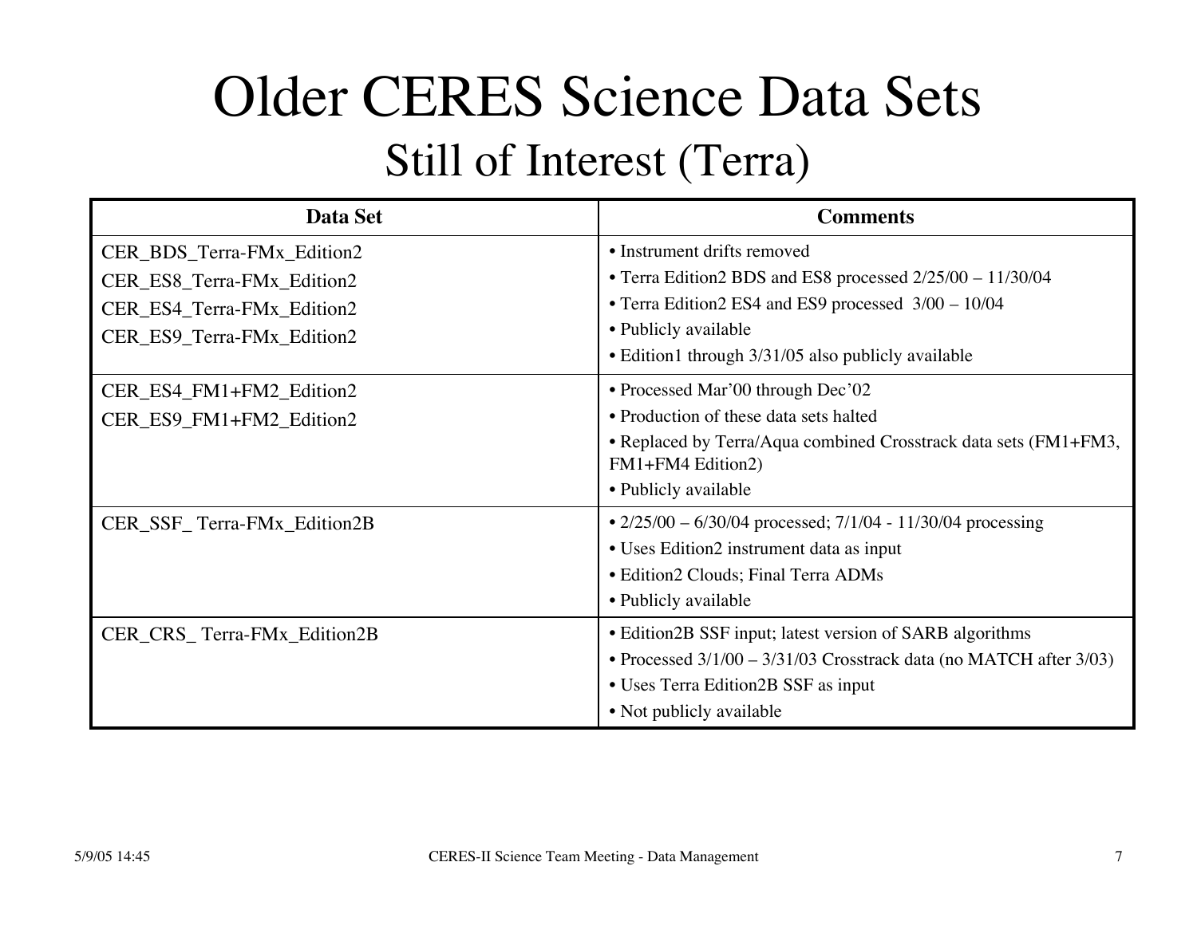# Older CERES Science Data Sets

## Still of Interest (Terra)

| Data Set | Comments |
|---|---|
| CER_BDS_Terra-FMx_Edition2<br>CER_ES8_Terra-FMx_Edition2<br>CER_ES4_Terra-FMx_Edition2<br>CER_ES9_Terra-FMx_Edition2 | • Instrument drifts removed<br>• Terra Edition2 BDS and ES8 processed 2/25/00 – 11/30/04<br>• Terra Edition2 ES4 and ES9 processed 3/00 – 10/04<br>• Publicly available<br>• Edition1 through 3/31/05 also publicly available |
| CER_ES4_FM1+FM2_Edition2<br>CER_ES9_FM1+FM2_Edition2 | • Processed Mar'00 through Dec'02<br>• Production of these data sets halted<br>• Replaced by Terra/Aqua combined Crosstrack data sets (FM1+FM3, FM1+FM4 Edition2)<br>• Publicly available |
| CER_SSF_ Terra-FMx_Edition2B | • 2/25/00 – 6/30/04 processed; 7/1/04 - 11/30/04 processing<br>• Uses Edition2 instrument data as input<br>• Edition2 Clouds; Final Terra ADMs<br>• Publicly available |
| CER_CRS_ Terra-FMx_Edition2B | • Edition2B SSF input; latest version of SARB algorithms<br>• Processed 3/1/00 – 3/31/03 Crosstrack data (no MATCH after 3/03)<br>• Uses Terra Edition2B SSF as input<br>• Not publicly available |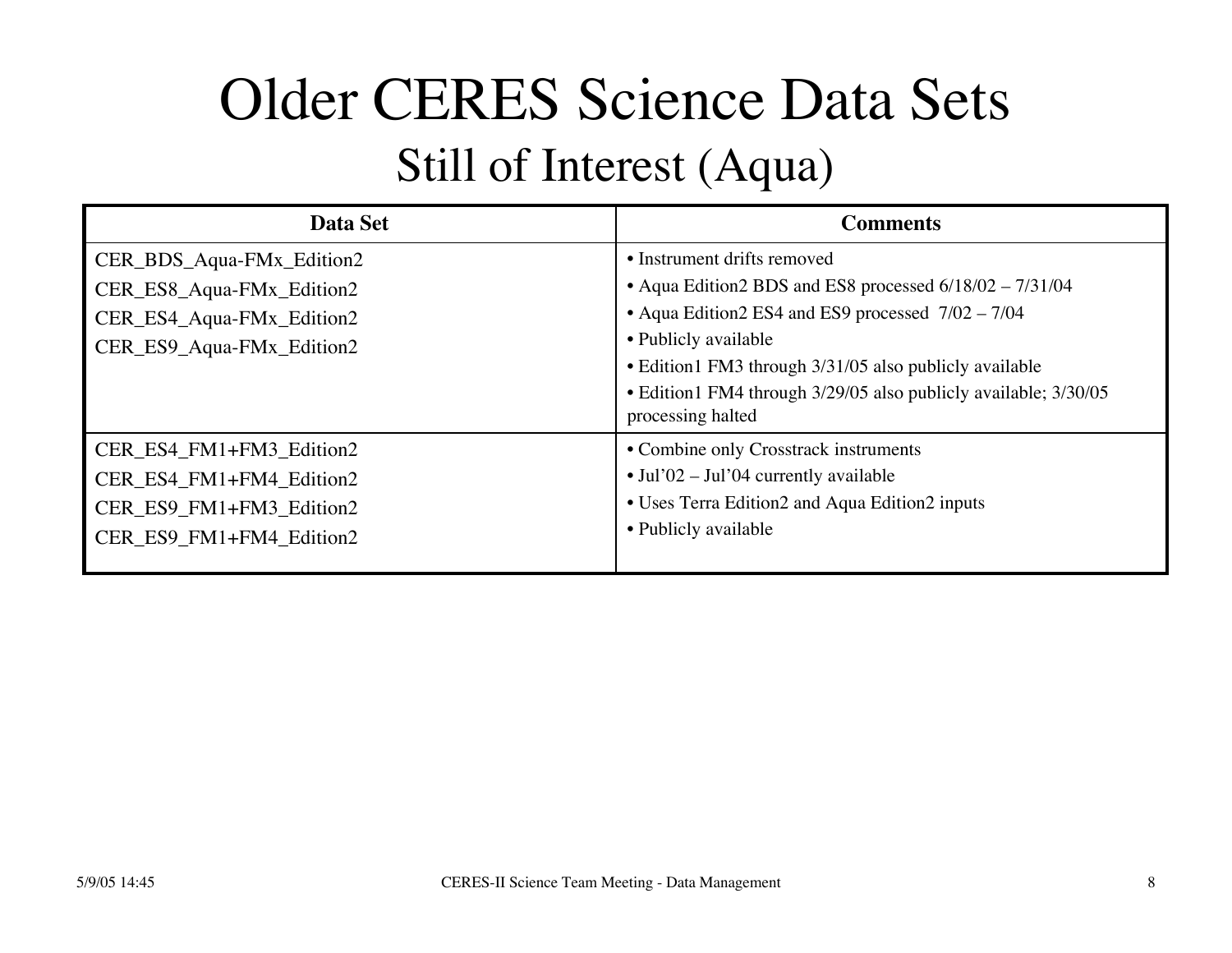# Older CERES Science Data Sets

## Still of Interest (Aqua)

| Data Set | Comments |
|---|---|
| CER_BDS_Aqua-FMx_Edition2<br>CER_ES8_Aqua-FMx_Edition2<br>CER_ES4_Aqua-FMx_Edition2<br>CER_ES9_Aqua-FMx_Edition2 | • Instrument drifts removed<br>• Aqua Edition2 BDS and ES8 processed 6/18/02 – 7/31/04<br>• Aqua Edition2 ES4 and ES9 processed 7/02 – 7/04<br>• Publicly available<br>• Edition1 FM3 through 3/31/05 also publicly available<br>• Edition1 FM4 through 3/29/05 also publicly available; 3/30/05 processing halted |
| CER_ES4_FM1+FM3_Edition2<br>CER_ES4_FM1+FM4_Edition2<br>CER_ES9_FM1+FM3_Edition2<br>CER_ES9_FM1+FM4_Edition2 | • Combine only Crosstrack instruments<br>• Jul'02 – Jul'04 currently available<br>• Uses Terra Edition2 and Aqua Edition2 inputs<br>• Publicly available |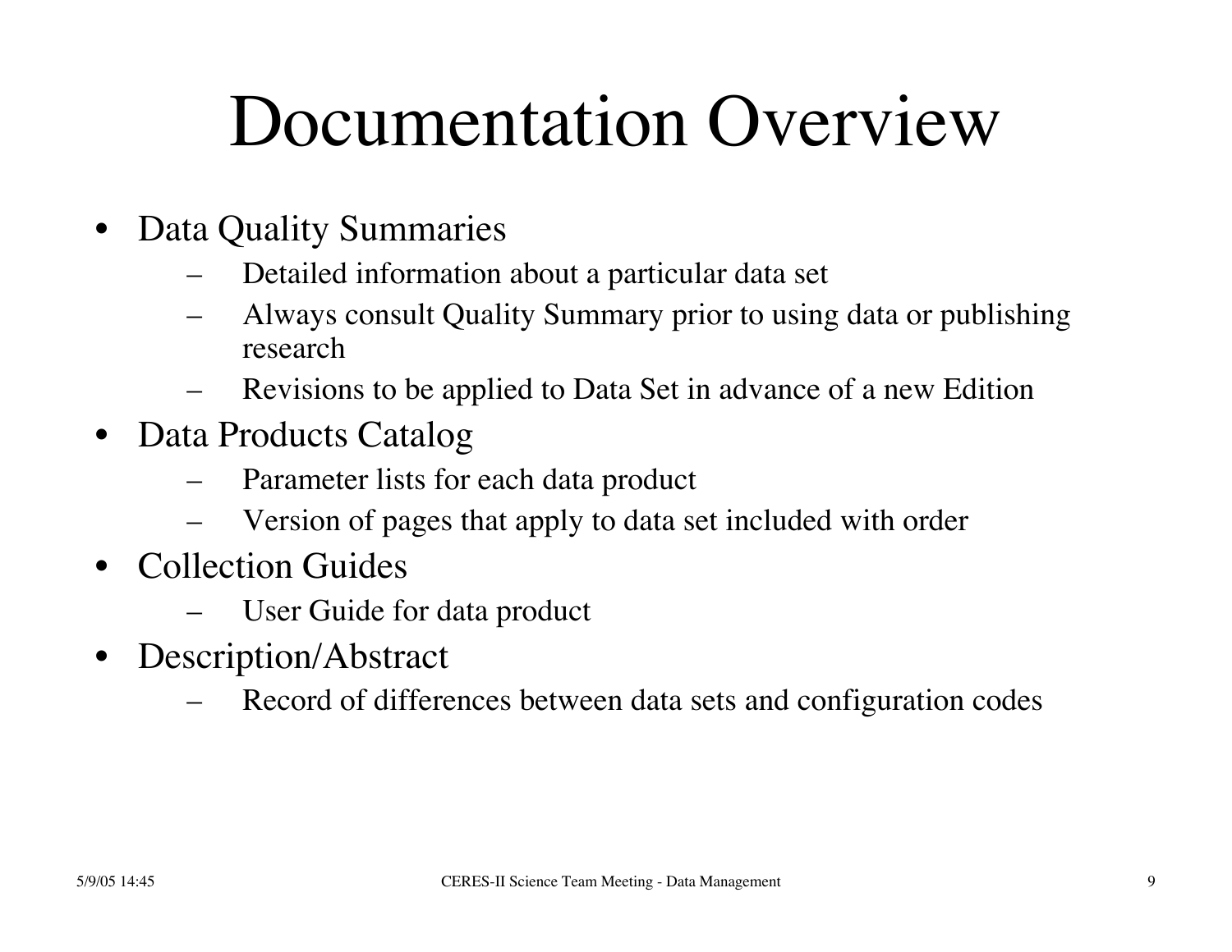# Documentation Overview

- Data Quality Summaries
  - Detailed information about a particular data set
  - Always consult Quality Summary prior to using data or publishing research
  - Revisions to be applied to Data Set in advance of a new Edition
- Data Products Catalog
  - Parameter lists for each data product
  - Version of pages that apply to data set included with order
- Collection Guides
  - User Guide for data product
- Description/Abstract
  - Record of differences between data sets and configuration codes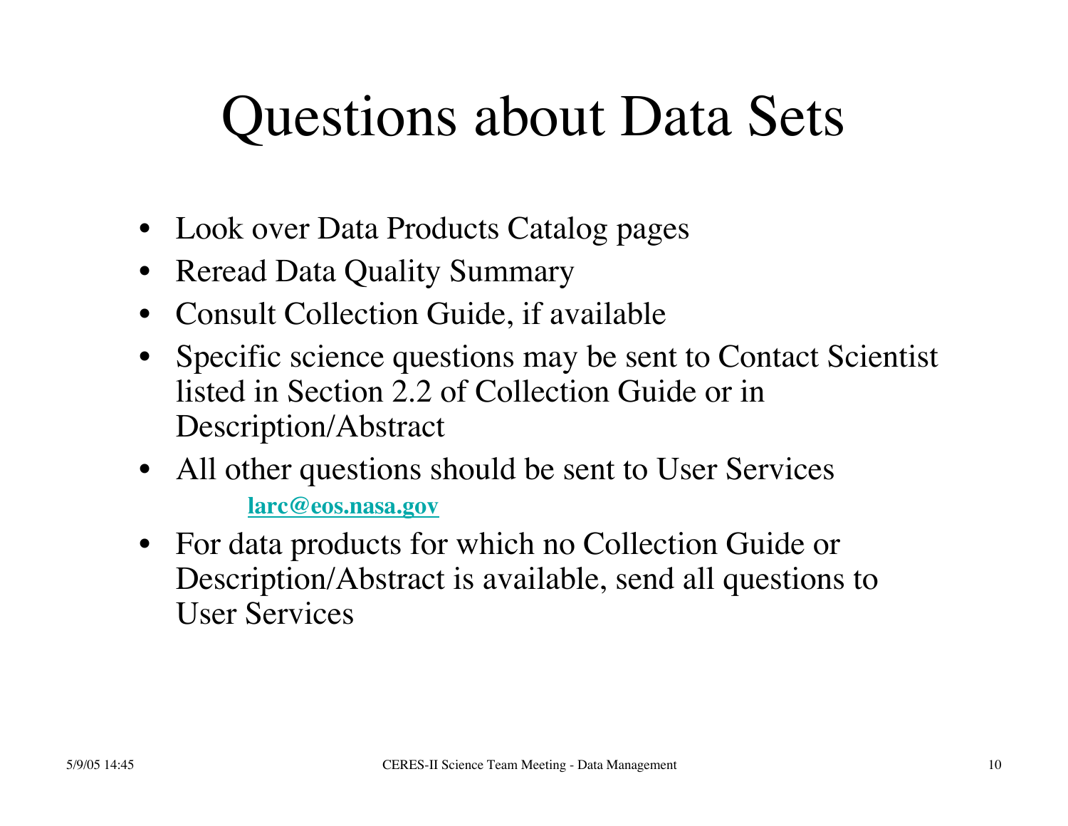# Questions about Data Sets

- Look over Data Products Catalog pages
- Reread Data Quality Summary
- Consult Collection Guide, if available
- Specific science questions may be sent to Contact Scientist listed in Section 2.2 of Collection Guide or in Description/Abstract
- All other questions should be sent to User Services

  **larc@eos.nasa.gov**
- For data products for which no Collection Guide or Description/Abstract is available, send all questions to User Services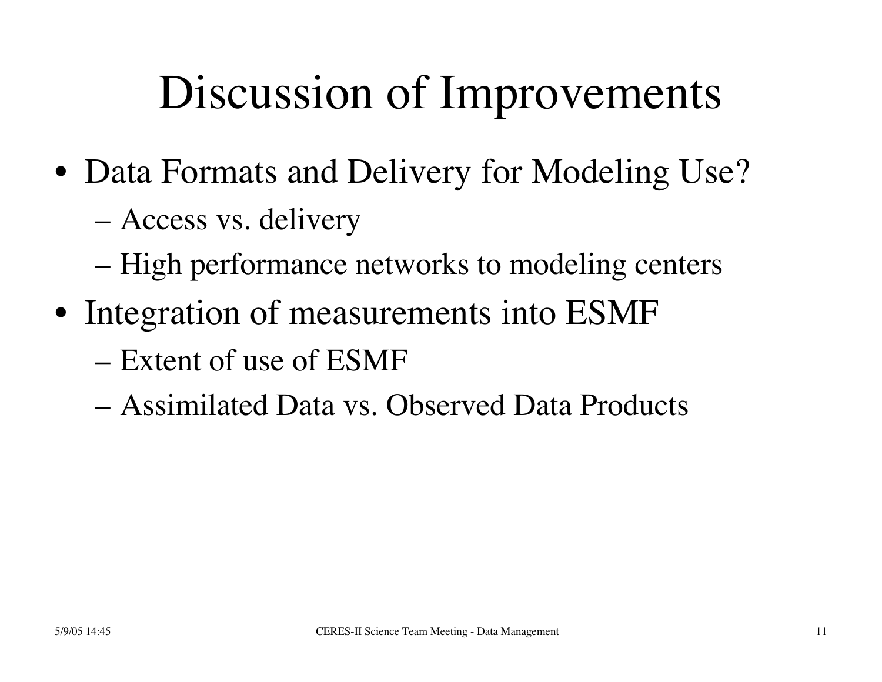# Discussion of Improvements

- Data Formats and Delivery for Modeling Use?
  - Access vs. delivery
  - High performance networks to modeling centers
- Integration of measurements into ESMF
  - Extent of use of ESMF
  - Assimilated Data vs. Observed Data Products